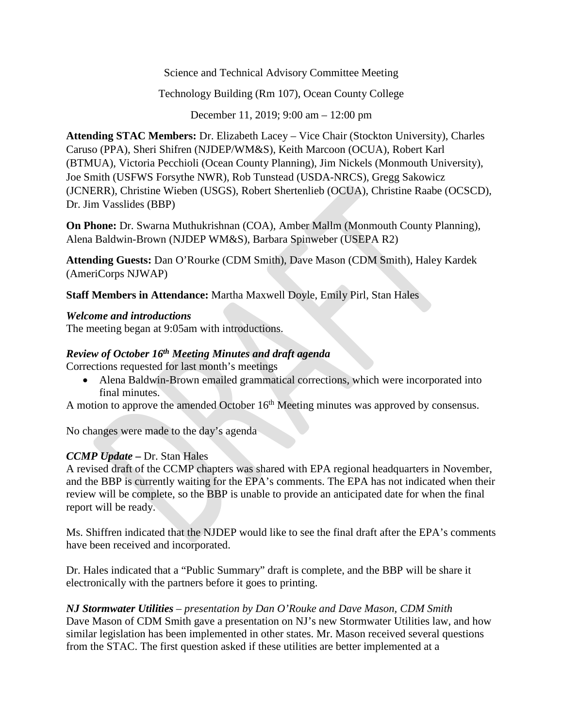Science and Technical Advisory Committee Meeting

Technology Building (Rm 107), Ocean County College

December 11, 2019; 9:00 am – 12:00 pm

**Attending STAC Members:** Dr. Elizabeth Lacey – Vice Chair (Stockton University), Charles Caruso (PPA), Sheri Shifren (NJDEP/WM&S), Keith Marcoon (OCUA), Robert Karl (BTMUA), Victoria Pecchioli (Ocean County Planning), Jim Nickels (Monmouth University), Joe Smith (USFWS Forsythe NWR), Rob Tunstead (USDA-NRCS), Gregg Sakowicz (JCNERR), Christine Wieben (USGS), Robert Shertenlieb (OCUA), Christine Raabe (OCSCD), Dr. Jim Vasslides (BBP)

**On Phone:** Dr. Swarna Muthukrishnan (COA), Amber Mallm (Monmouth County Planning), Alena Baldwin-Brown (NJDEP WM&S), Barbara Spinweber (USEPA R2)

**Attending Guests:** Dan O'Rourke (CDM Smith), Dave Mason (CDM Smith), Haley Kardek (AmeriCorps NJWAP)

**Staff Members in Attendance:** Martha Maxwell Doyle, Emily Pirl, Stan Hales

***Welcome and introductions***

The meeting began at 9:05am with introductions.

***Review of October 16th Meeting Minutes and draft agenda***

Corrections requested for last month's meetings

- Alena Baldwin-Brown emailed grammatical corrections, which were incorporated into final minutes.

A motion to approve the amended October 16th Meeting minutes was approved by consensus.

No changes were made to the day's agenda

***CCMP Update –*** Dr. Stan Hales

A revised draft of the CCMP chapters was shared with EPA regional headquarters in November, and the BBP is currently waiting for the EPA's comments. The EPA has not indicated when their review will be complete, so the BBP is unable to provide an anticipated date for when the final report will be ready.

Ms. Shiffren indicated that the NJDEP would like to see the final draft after the EPA's comments have been received and incorporated.

Dr. Hales indicated that a "Public Summary" draft is complete, and the BBP will be share it electronically with the partners before it goes to printing.

***NJ Stormwater Utilities*** *– presentation by Dan O'Rouke and Dave Mason, CDM Smith*

Dave Mason of CDM Smith gave a presentation on NJ's new Stormwater Utilities law, and how similar legislation has been implemented in other states. Mr. Mason received several questions from the STAC. The first question asked if these utilities are better implemented at a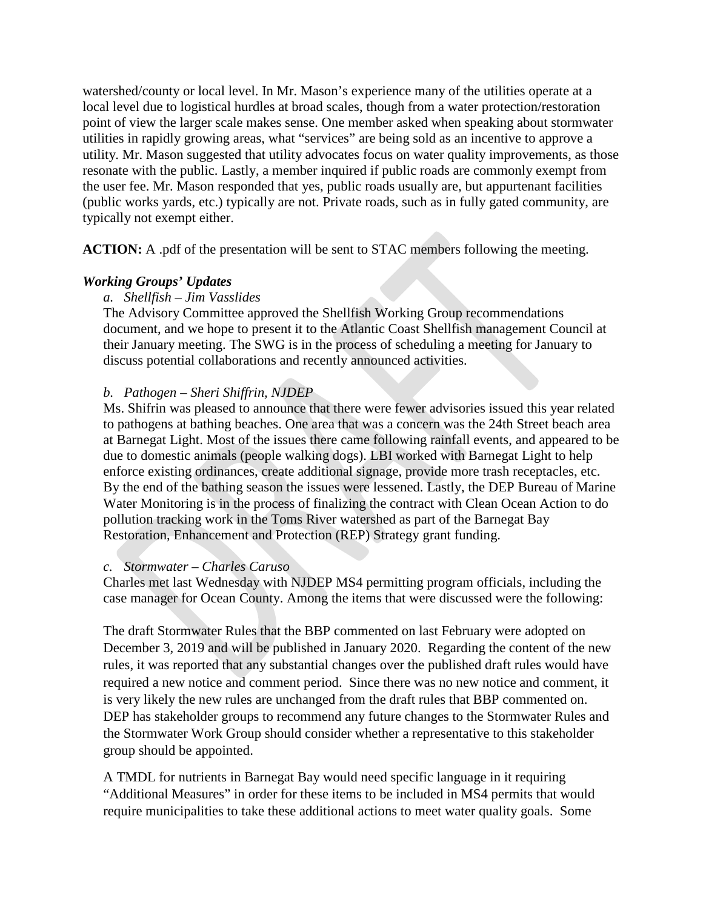watershed/county or local level. In Mr. Mason's experience many of the utilities operate at a local level due to logistical hurdles at broad scales, though from a water protection/restoration point of view the larger scale makes sense. One member asked when speaking about stormwater utilities in rapidly growing areas, what "services" are being sold as an incentive to approve a utility. Mr. Mason suggested that utility advocates focus on water quality improvements, as those resonate with the public. Lastly, a member inquired if public roads are commonly exempt from the user fee. Mr. Mason responded that yes, public roads usually are, but appurtenant facilities (public works yards, etc.) typically are not. Private roads, such as in fully gated community, are typically not exempt either.

**ACTION:** A .pdf of the presentation will be sent to STAC members following the meeting.

***Working Groups' Updates***

*a. Shellfish – Jim Vasslides*

The Advisory Committee approved the Shellfish Working Group recommendations document, and we hope to present it to the Atlantic Coast Shellfish management Council at their January meeting. The SWG is in the process of scheduling a meeting for January to discuss potential collaborations and recently announced activities.

*b. Pathogen – Sheri Shiffrin, NJDEP*

Ms. Shifrin was pleased to announce that there were fewer advisories issued this year related to pathogens at bathing beaches. One area that was a concern was the 24th Street beach area at Barnegat Light. Most of the issues there came following rainfall events, and appeared to be due to domestic animals (people walking dogs). LBI worked with Barnegat Light to help enforce existing ordinances, create additional signage, provide more trash receptacles, etc. By the end of the bathing season the issues were lessened. Lastly, the DEP Bureau of Marine Water Monitoring is in the process of finalizing the contract with Clean Ocean Action to do pollution tracking work in the Toms River watershed as part of the Barnegat Bay Restoration, Enhancement and Protection (REP) Strategy grant funding.

*c. Stormwater – Charles Caruso*

Charles met last Wednesday with NJDEP MS4 permitting program officials, including the case manager for Ocean County. Among the items that were discussed were the following:

The draft Stormwater Rules that the BBP commented on last February were adopted on December 3, 2019 and will be published in January 2020. Regarding the content of the new rules, it was reported that any substantial changes over the published draft rules would have required a new notice and comment period. Since there was no new notice and comment, it is very likely the new rules are unchanged from the draft rules that BBP commented on. DEP has stakeholder groups to recommend any future changes to the Stormwater Rules and the Stormwater Work Group should consider whether a representative to this stakeholder group should be appointed.

A TMDL for nutrients in Barnegat Bay would need specific language in it requiring "Additional Measures" in order for these items to be included in MS4 permits that would require municipalities to take these additional actions to meet water quality goals. Some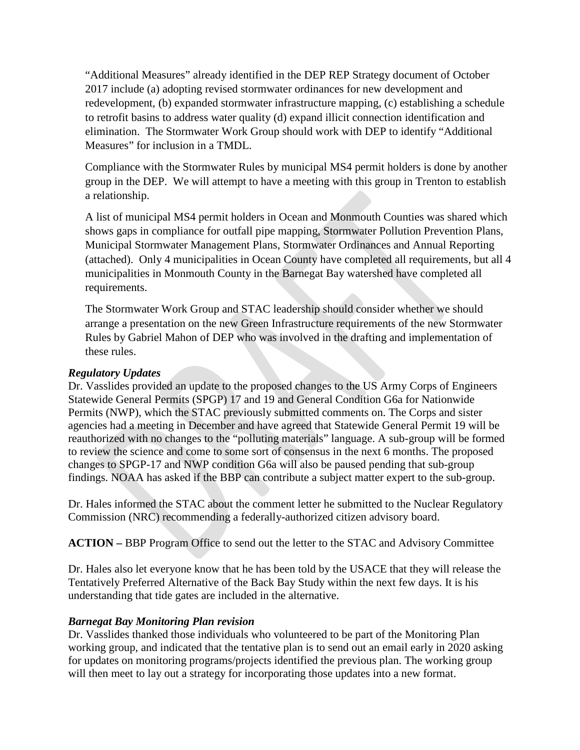"Additional Measures" already identified in the DEP REP Strategy document of October 2017 include (a) adopting revised stormwater ordinances for new development and redevelopment, (b) expanded stormwater infrastructure mapping, (c) establishing a schedule to retrofit basins to address water quality (d) expand illicit connection identification and elimination. The Stormwater Work Group should work with DEP to identify "Additional Measures" for inclusion in a TMDL.

Compliance with the Stormwater Rules by municipal MS4 permit holders is done by another group in the DEP. We will attempt to have a meeting with this group in Trenton to establish a relationship.

A list of municipal MS4 permit holders in Ocean and Monmouth Counties was shared which shows gaps in compliance for outfall pipe mapping, Stormwater Pollution Prevention Plans, Municipal Stormwater Management Plans, Stormwater Ordinances and Annual Reporting (attached). Only 4 municipalities in Ocean County have completed all requirements, but all 4 municipalities in Monmouth County in the Barnegat Bay watershed have completed all requirements.

The Stormwater Work Group and STAC leadership should consider whether we should arrange a presentation on the new Green Infrastructure requirements of the new Stormwater Rules by Gabriel Mahon of DEP who was involved in the drafting and implementation of these rules.

***Regulatory Updates***

Dr. Vasslides provided an update to the proposed changes to the US Army Corps of Engineers Statewide General Permits (SPGP) 17 and 19 and General Condition G6a for Nationwide Permits (NWP), which the STAC previously submitted comments on. The Corps and sister agencies had a meeting in December and have agreed that Statewide General Permit 19 will be reauthorized with no changes to the "polluting materials" language. A sub-group will be formed to review the science and come to some sort of consensus in the next 6 months. The proposed changes to SPGP-17 and NWP condition G6a will also be paused pending that sub-group findings. NOAA has asked if the BBP can contribute a subject matter expert to the sub-group.

Dr. Hales informed the STAC about the comment letter he submitted to the Nuclear Regulatory Commission (NRC) recommending a federally-authorized citizen advisory board.

**ACTION –** BBP Program Office to send out the letter to the STAC and Advisory Committee

Dr. Hales also let everyone know that he has been told by the USACE that they will release the Tentatively Preferred Alternative of the Back Bay Study within the next few days. It is his understanding that tide gates are included in the alternative.

***Barnegat Bay Monitoring Plan revision***

Dr. Vasslides thanked those individuals who volunteered to be part of the Monitoring Plan working group, and indicated that the tentative plan is to send out an email early in 2020 asking for updates on monitoring programs/projects identified the previous plan. The working group will then meet to lay out a strategy for incorporating those updates into a new format.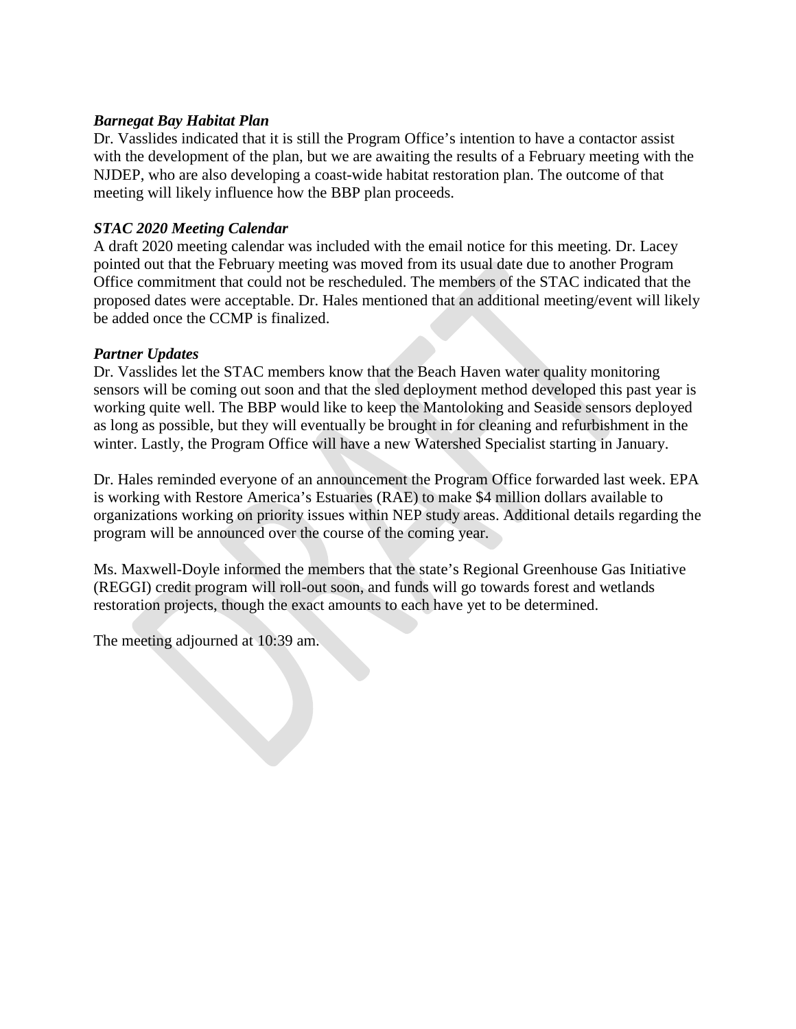***Barnegat Bay Habitat Plan***

Dr. Vasslides indicated that it is still the Program Office's intention to have a contactor assist with the development of the plan, but we are awaiting the results of a February meeting with the NJDEP, who are also developing a coast-wide habitat restoration plan. The outcome of that meeting will likely influence how the BBP plan proceeds.

***STAC 2020 Meeting Calendar***

A draft 2020 meeting calendar was included with the email notice for this meeting. Dr. Lacey pointed out that the February meeting was moved from its usual date due to another Program Office commitment that could not be rescheduled. The members of the STAC indicated that the proposed dates were acceptable. Dr. Hales mentioned that an additional meeting/event will likely be added once the CCMP is finalized.

***Partner Updates***

Dr. Vasslides let the STAC members know that the Beach Haven water quality monitoring sensors will be coming out soon and that the sled deployment method developed this past year is working quite well. The BBP would like to keep the Mantoloking and Seaside sensors deployed as long as possible, but they will eventually be brought in for cleaning and refurbishment in the winter. Lastly, the Program Office will have a new Watershed Specialist starting in January.

Dr. Hales reminded everyone of an announcement the Program Office forwarded last week. EPA is working with Restore America's Estuaries (RAE) to make $4 million dollars available to organizations working on priority issues within NEP study areas. Additional details regarding the program will be announced over the course of the coming year.

Ms. Maxwell-Doyle informed the members that the state's Regional Greenhouse Gas Initiative (REGGI) credit program will roll-out soon, and funds will go towards forest and wetlands restoration projects, though the exact amounts to each have yet to be determined.

The meeting adjourned at 10:39 am.